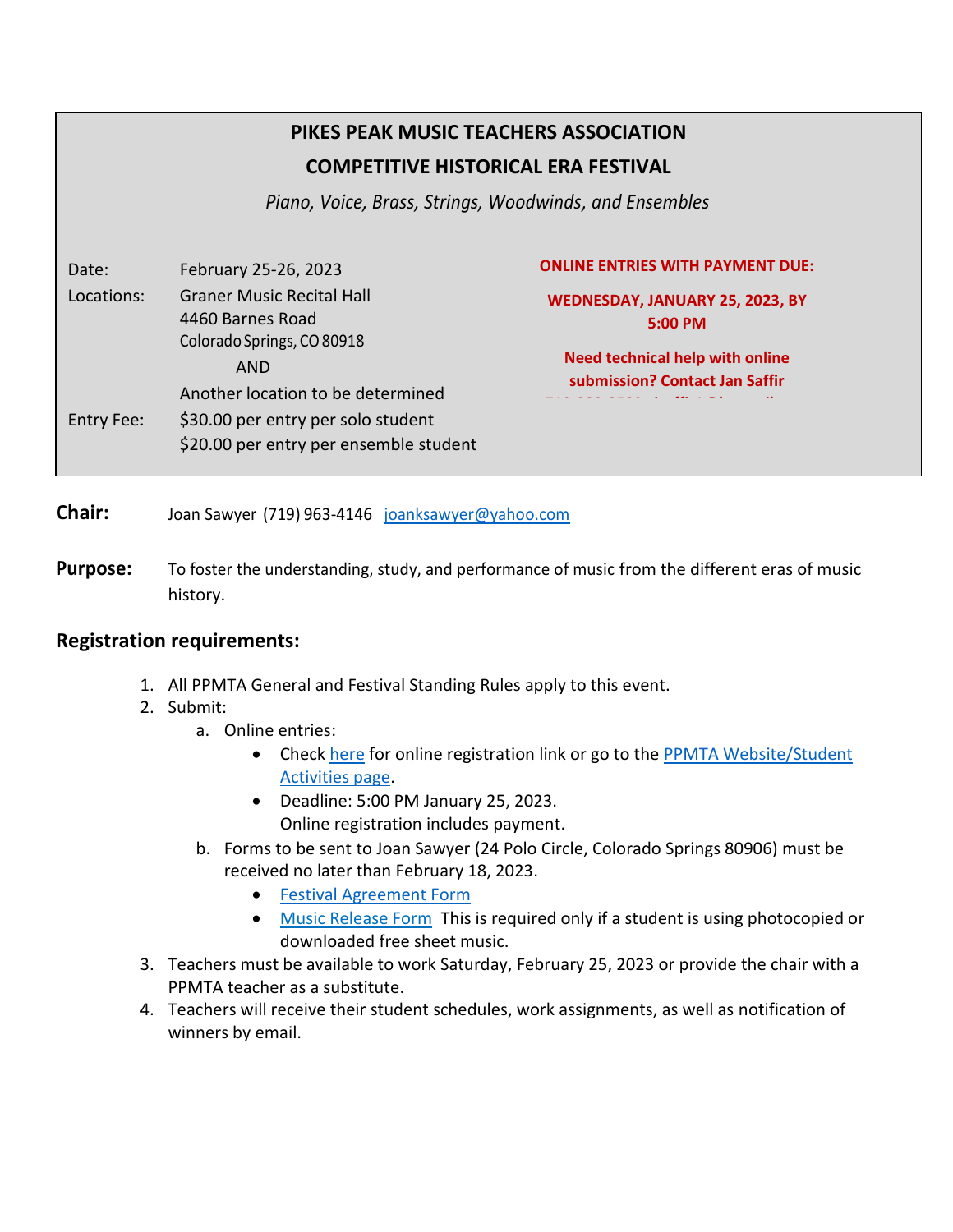# PIKES PEAK MUSIC TEACHERS ASSOCIATION

## COMPETITIVE HISTORICAL ERA FESTIVAL

*Piano, Voice, Brass, Strings, Woodwinds, and Ensembles*

| | |
|---|---|
| Date: | February 25-26, 2023 |
| Locations: | Graner Music Recital Hall<br>4460 Barnes Road<br>Colorado Springs, CO 80918<br>AND<br>Another location to be determined |
| Entry Fee: | $30.00 per entry per solo student<br>$20.00 per entry per ensemble student |

**ONLINE ENTRIES WITH PAYMENT DUE:**

**WEDNESDAY, JANUARY 25, 2023, BY 5:00 PM**

**Need technical help with online submission? Contact Jan Saffir**

**Chair:** Joan Sawyer (719) 963-4146 joanksawyer@yahoo.com

**Purpose:** To foster the understanding, study, and performance of music from the different eras of music history.

### Registration requirements:

1. All PPMTA General and Festival Standing Rules apply to this event.
2. Submit:
   a. Online entries:
      - Check here for online registration link or go to the PPMTA Website/Student Activities page.
      - Deadline: 5:00 PM January 25, 2023.
        Online registration includes payment.

   b. Forms to be sent to Joan Sawyer (24 Polo Circle, Colorado Springs 80906) must be received no later than February 18, 2023.
      - Festival Agreement Form
      - Music Release Form This is required only if a student is using photocopied or downloaded free sheet music.
3. Teachers must be available to work Saturday, February 25, 2023 or provide the chair with a PPMTA teacher as a substitute.
4. Teachers will receive their student schedules, work assignments, as well as notification of winners by email.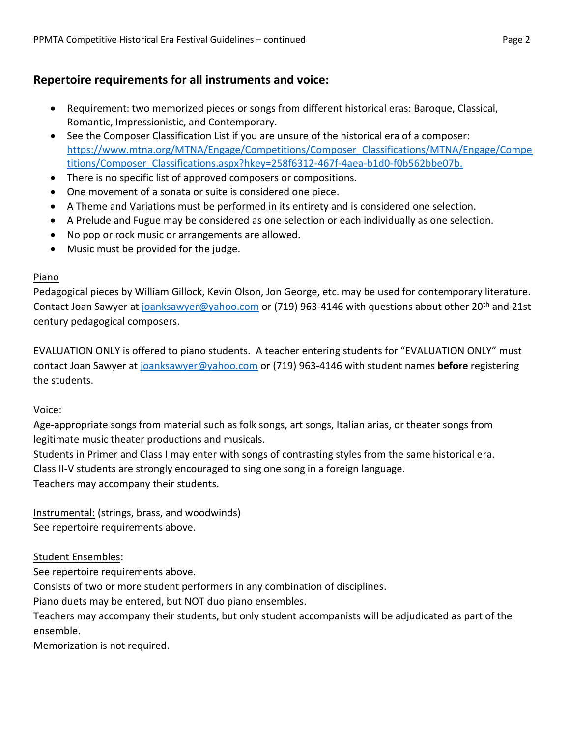## Repertoire requirements for all instruments and voice:

- Requirement: two memorized pieces or songs from different historical eras: Baroque, Classical, Romantic, Impressionistic, and Contemporary.
- See the Composer Classification List if you are unsure of the historical era of a composer: https://www.mtna.org/MTNA/Engage/Competitions/Composer_Classifications/MTNA/Engage/Competitions/Composer_Classifications.aspx?hkey=258f6312-467f-4aea-b1d0-f0b562bbe07b.
- There is no specific list of approved composers or compositions.
- One movement of a sonata or suite is considered one piece.
- A Theme and Variations must be performed in its entirety and is considered one selection.
- A Prelude and Fugue may be considered as one selection or each individually as one selection.
- No pop or rock music or arrangements are allowed.
- Music must be provided for the judge.

Piano

Pedagogical pieces by William Gillock, Kevin Olson, Jon George, etc. may be used for contemporary literature. Contact Joan Sawyer at joanksawyer@yahoo.com or (719) 963-4146 with questions about other 20th and 21st century pedagogical composers.

EVALUATION ONLY is offered to piano students. A teacher entering students for "EVALUATION ONLY" must contact Joan Sawyer at joanksawyer@yahoo.com or (719) 963-4146 with student names **before** registering the students.

Voice:

Age-appropriate songs from material such as folk songs, art songs, Italian arias, or theater songs from legitimate music theater productions and musicals.
Students in Primer and Class I may enter with songs of contrasting styles from the same historical era.
Class II-V students are strongly encouraged to sing one song in a foreign language.
Teachers may accompany their students.

Instrumental: (strings, brass, and woodwinds)
See repertoire requirements above.

Student Ensembles:
See repertoire requirements above.
Consists of two or more student performers in any combination of disciplines.
Piano duets may be entered, but NOT duo piano ensembles.
Teachers may accompany their students, but only student accompanists will be adjudicated as part of the ensemble.
Memorization is not required.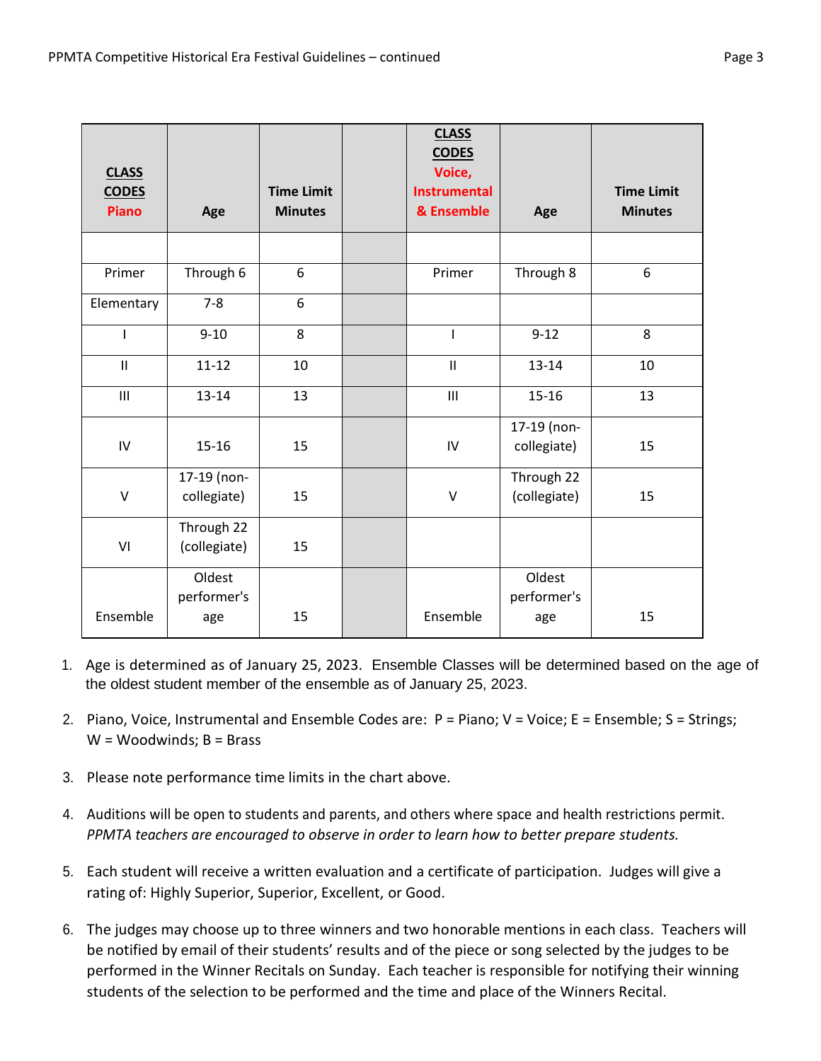| CLASS CODES Piano | Age | Time Limit Minutes | | CLASS CODES Voice, Instrumental & Ensemble | Age | Time Limit Minutes |
|---|---|---|---|---|---|---|
| | | | | | | |
| Primer | Through 6 | 6 | | Primer | Through 8 | 6 |
| Elementary | 7-8 | 6 | | | | |
| I | 9-10 | 8 | | I | 9-12 | 8 |
| II | 11-12 | 10 | | II | 13-14 | 10 |
| III | 13-14 | 13 | | III | 15-16 | 13 |
| IV | 15-16 | 15 | | IV | 17-19 (non-collegiate) | 15 |
| V | 17-19 (non-collegiate) | 15 | | V | Through 22 (collegiate) | 15 |
| VI | Through 22 (collegiate) | 15 | | | | |
| Ensemble | Oldest performer's age | 15 | | Ensemble | Oldest performer's age | 15 |

1. Age is determined as of January 25, 2023. Ensemble Classes will be determined based on the age of the oldest student member of the ensemble as of January 25, 2023.

2. Piano, Voice, Instrumental and Ensemble Codes are: P = Piano; V = Voice; E = Ensemble; S = Strings; W = Woodwinds; B = Brass

3. Please note performance time limits in the chart above.

4. Auditions will be open to students and parents, and others where space and health restrictions permit. *PPMTA teachers are encouraged to observe in order to learn how to better prepare students.*

5. Each student will receive a written evaluation and a certificate of participation. Judges will give a rating of: Highly Superior, Superior, Excellent, or Good.

6. The judges may choose up to three winners and two honorable mentions in each class. Teachers will be notified by email of their students' results and of the piece or song selected by the judges to be performed in the Winner Recitals on Sunday. Each teacher is responsible for notifying their winning students of the selection to be performed and the time and place of the Winners Recital.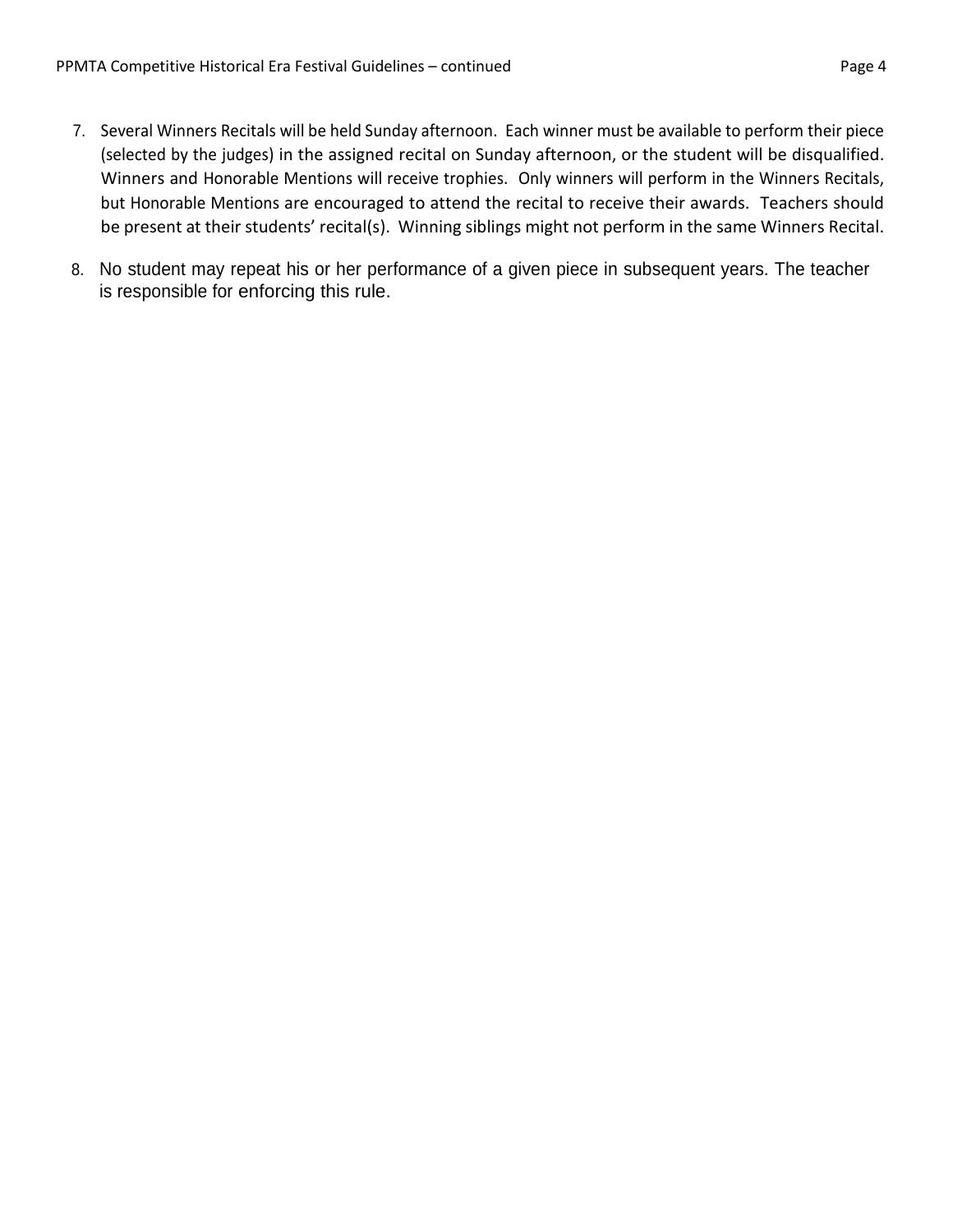7. Several Winners Recitals will be held Sunday afternoon. Each winner must be available to perform their piece (selected by the judges) in the assigned recital on Sunday afternoon, or the student will be disqualified. Winners and Honorable Mentions will receive trophies. Only winners will perform in the Winners Recitals, but Honorable Mentions are encouraged to attend the recital to receive their awards. Teachers should be present at their students' recital(s). Winning siblings might not perform in the same Winners Recital.

8. No student may repeat his or her performance of a given piece in subsequent years. The teacher is responsible for enforcing this rule.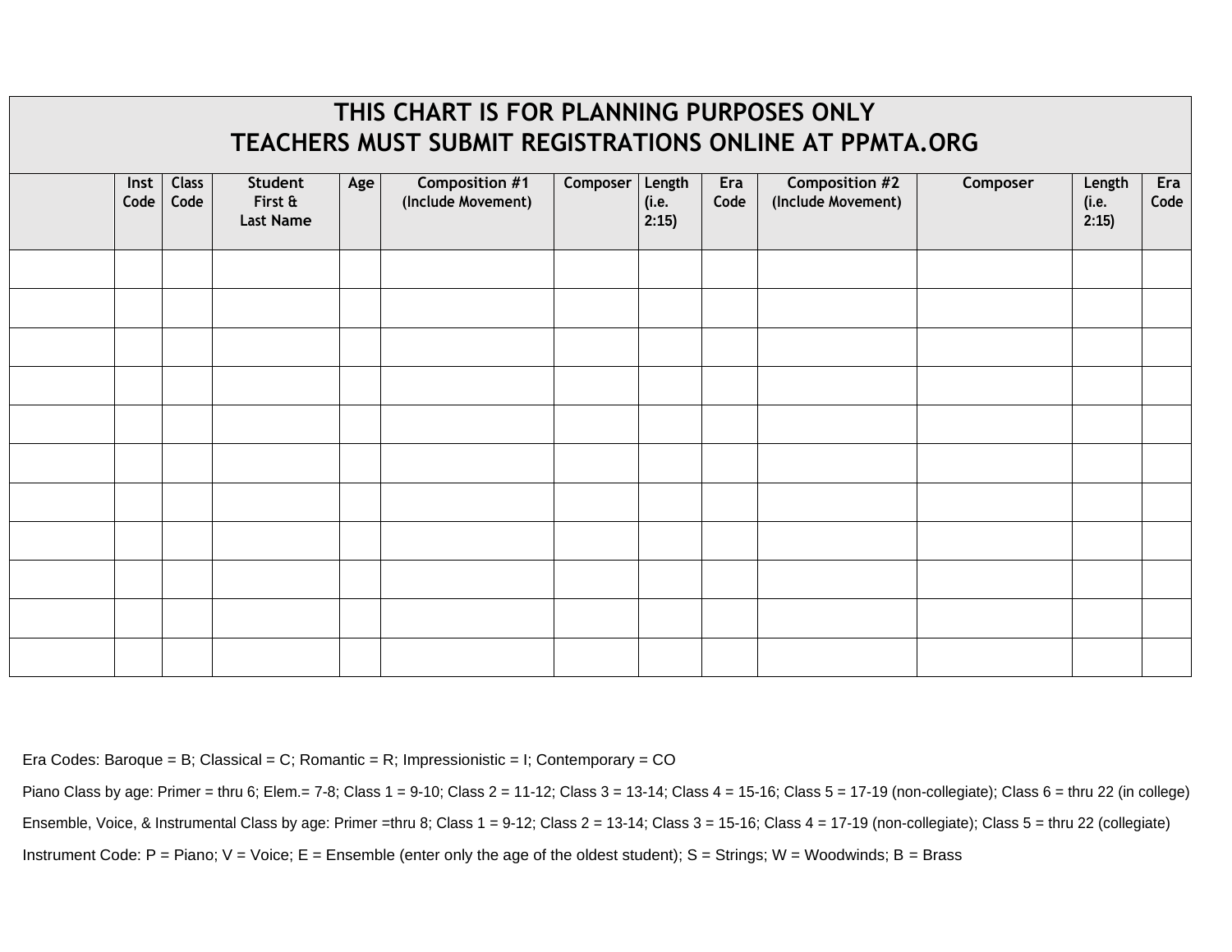| THIS CHART IS FOR PLANNING PURPOSES ONLY<br>TEACHERS MUST SUBMIT REGISTRATIONS ONLINE AT PPMTA.ORG | | | | | | | | | | | | |
|---|---|---|---|---|---|---|---|---|---|---|---|---|
| | Inst Code | Class Code | Student First & Last Name | Age | Composition #1 (Include Movement) | Composer | Length (i.e. 2:15) | Era Code | Composition #2 (Include Movement) | Composer | Length (i.e. 2:15) | Era Code |
| | | | | | | | | | | | | |
| | | | | | | | | | | | | |
| | | | | | | | | | | | | |
| | | | | | | | | | | | | |
| | | | | | | | | | | | | |
| | | | | | | | | | | | | |
| | | | | | | | | | | | | |
| | | | | | | | | | | | | |
| | | | | | | | | | | | | |
| | | | | | | | | | | | | |
| | | | | | | | | | | | | |

Era Codes: Baroque = B; Classical = C; Romantic = R; Impressionistic = I; Contemporary = CO

Piano Class by age: Primer = thru 6; Elem.= 7-8; Class 1 = 9-10; Class 2 = 11-12; Class 3 = 13-14; Class 4 = 15-16; Class 5 = 17-19 (non-collegiate); Class 6 = thru 22 (in college)

Ensemble, Voice, & Instrumental Class by age: Primer =thru 8; Class 1 = 9-12; Class 2 = 13-14; Class 3 = 15-16; Class 4 = 17-19 (non-collegiate); Class 5 = thru 22 (collegiate)

Instrument Code: P = Piano; V = Voice; E = Ensemble (enter only the age of the oldest student); S = Strings; W = Woodwinds; B = Brass